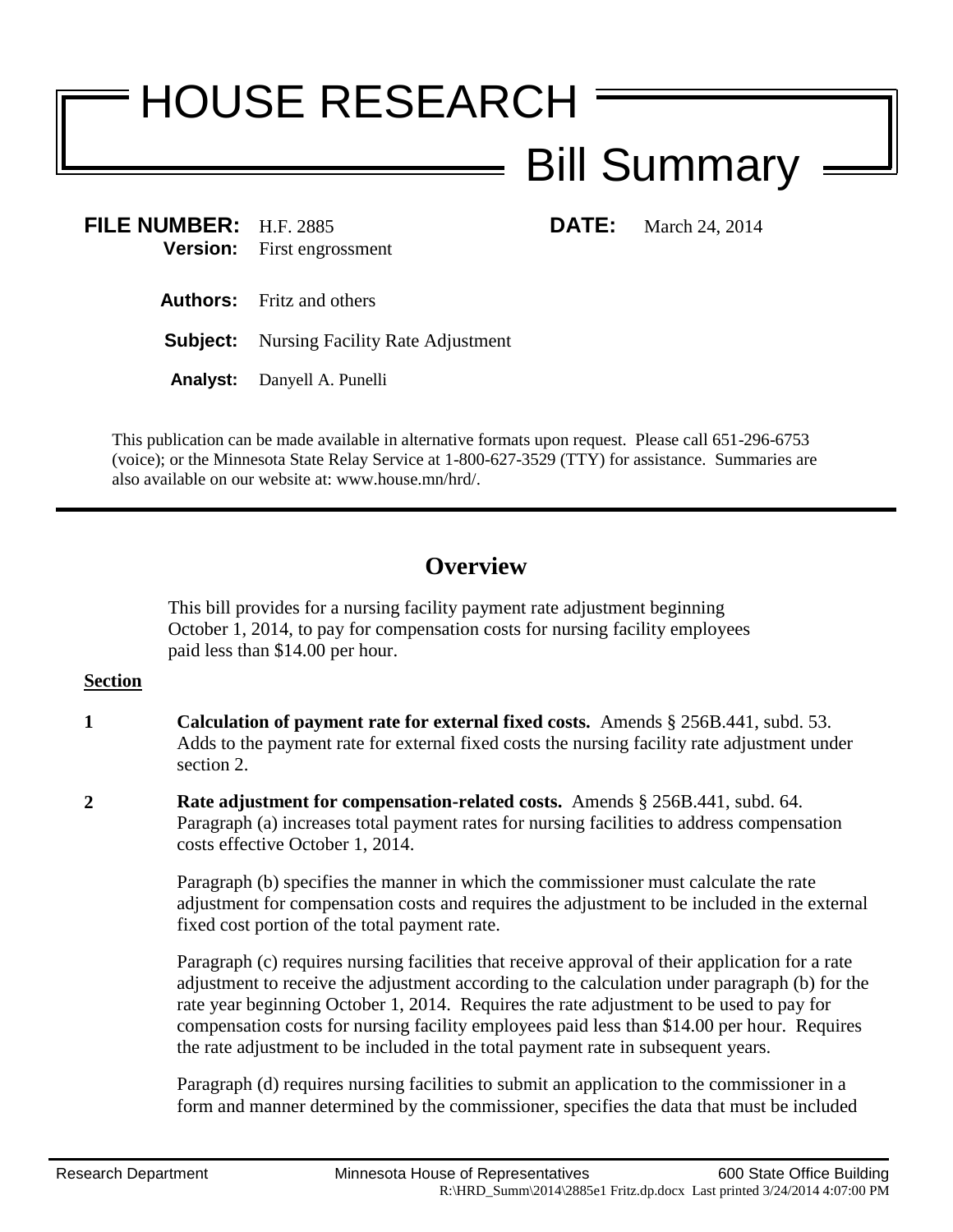# HOUSE RESEARCH

## Bill Summary

**FILE NUMBER:** H.F. 2885 **DATE:** March 24, 2014
**Version:** First engrossment

**Authors:** Fritz and others

**Subject:** Nursing Facility Rate Adjustment

**Analyst:** Danyell A. Punelli

This publication can be made available in alternative formats upon request. Please call 651-296-6753 (voice); or the Minnesota State Relay Service at 1-800-627-3529 (TTY) for assistance. Summaries are also available on our website at: www.house.mn/hrd/.

---

## Overview

This bill provides for a nursing facility payment rate adjustment beginning October 1, 2014, to pay for compensation costs for nursing facility employees paid less than $14.00 per hour.

**Section**

**1** **Calculation of payment rate for external fixed costs.** Amends § 256B.441, subd. 53. Adds to the payment rate for external fixed costs the nursing facility rate adjustment under section 2.

**2** **Rate adjustment for compensation-related costs.** Amends § 256B.441, subd. 64. Paragraph (a) increases total payment rates for nursing facilities to address compensation costs effective October 1, 2014.

Paragraph (b) specifies the manner in which the commissioner must calculate the rate adjustment for compensation costs and requires the adjustment to be included in the external fixed cost portion of the total payment rate.

Paragraph (c) requires nursing facilities that receive approval of their application for a rate adjustment to receive the adjustment according to the calculation under paragraph (b) for the rate year beginning October 1, 2014. Requires the rate adjustment to be used to pay for compensation costs for nursing facility employees paid less than $14.00 per hour. Requires the rate adjustment to be included in the total payment rate in subsequent years.

Paragraph (d) requires nursing facilities to submit an application to the commissioner in a form and manner determined by the commissioner, specifies the data that must be included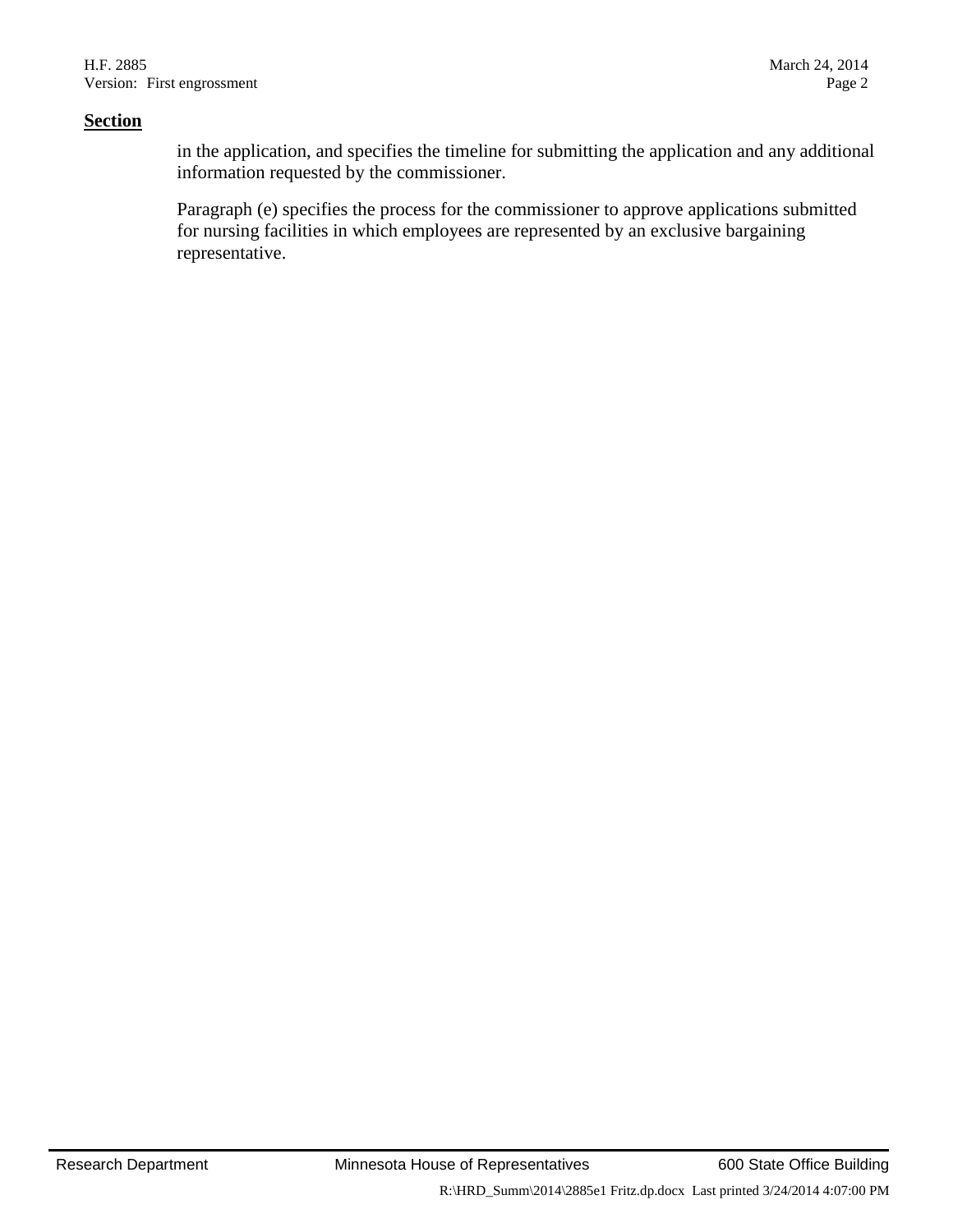**Section**

in the application, and specifies the timeline for submitting the application and any additional information requested by the commissioner.

Paragraph (e) specifies the process for the commissioner to approve applications submitted for nursing facilities in which employees are represented by an exclusive bargaining representative.